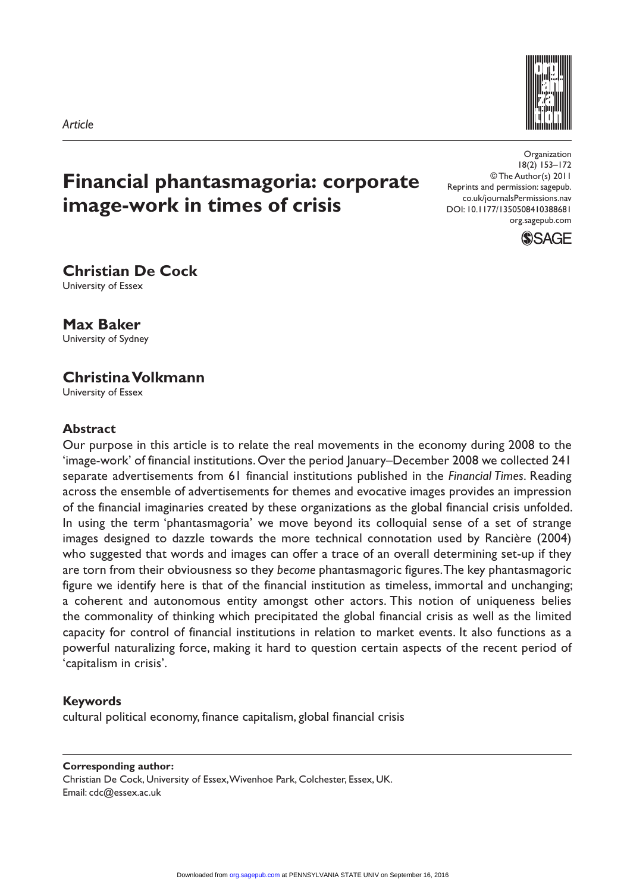*Article*

# Financial phantasmagoria: corporate image-work in times of crisis

**Christian De Cock**
University of Essex

**Max Baker**
University of Sydney

**Christina Volkmann**
University of Essex

## Abstract

Our purpose in this article is to relate the real movements in the economy during 2008 to the 'image-work' of financial institutions. Over the period January–December 2008 we collected 241 separate advertisements from 61 financial institutions published in the *Financial Times*. Reading across the ensemble of advertisements for themes and evocative images provides an impression of the financial imaginaries created by these organizations as the global financial crisis unfolded. In using the term 'phantasmagoria' we move beyond its colloquial sense of a set of strange images designed to dazzle towards the more technical connotation used by Rancière (2004) who suggested that words and images can offer a trace of an overall determining set-up if they are torn from their obviousness so they *become* phantasmagoric figures. The key phantasmagoric figure we identify here is that of the financial institution as timeless, immortal and unchanging; a coherent and autonomous entity amongst other actors. This notion of uniqueness belies the commonality of thinking which precipitated the global financial crisis as well as the limited capacity for control of financial institutions in relation to market events. It also functions as a powerful naturalizing force, making it hard to question certain aspects of the recent period of 'capitalism in crisis'.

## Keywords

cultural political economy, finance capitalism, global financial crisis

**Corresponding author:**
Christian De Cock, University of Essex, Wivenhoe Park, Colchester, Essex, UK.
Email: cdc@essex.ac.uk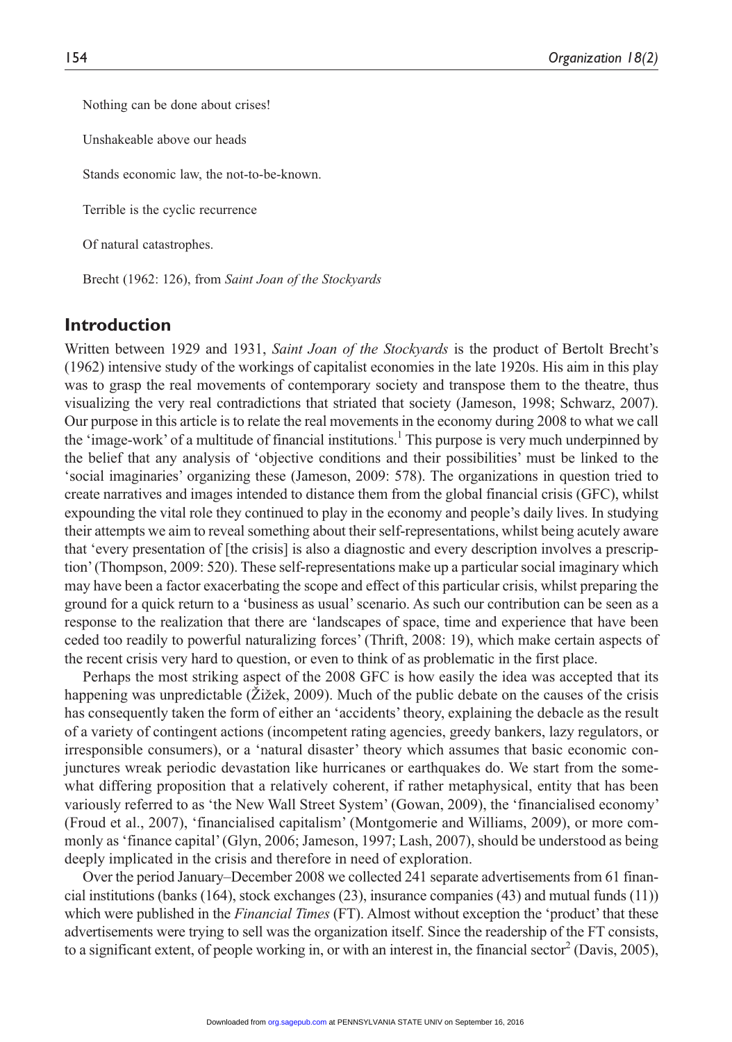Nothing can be done about crises!

Unshakeable above our heads

Stands economic law, the not-to-be-known.

Terrible is the cyclic recurrence

Of natural catastrophes.

Brecht (1962: 126), from *Saint Joan of the Stockyards*

## Introduction

Written between 1929 and 1931, *Saint Joan of the Stockyards* is the product of Bertolt Brecht's (1962) intensive study of the workings of capitalist economies in the late 1920s. His aim in this play was to grasp the real movements of contemporary society and transpose them to the theatre, thus visualizing the very real contradictions that striated that society (Jameson, 1998; Schwarz, 2007). Our purpose in this article is to relate the real movements in the economy during 2008 to what we call the 'image-work' of a multitude of financial institutions.[1] This purpose is very much underpinned by the belief that any analysis of 'objective conditions and their possibilities' must be linked to the 'social imaginaries' organizing these (Jameson, 2009: 578). The organizations in question tried to create narratives and images intended to distance them from the global financial crisis (GFC), whilst expounding the vital role they continued to play in the economy and people's daily lives. In studying their attempts we aim to reveal something about their self-representations, whilst being acutely aware that 'every presentation of [the crisis] is also a diagnostic and every description involves a prescription' (Thompson, 2009: 520). These self-representations make up a particular social imaginary which may have been a factor exacerbating the scope and effect of this particular crisis, whilst preparing the ground for a quick return to a 'business as usual' scenario. As such our contribution can be seen as a response to the realization that there are 'landscapes of space, time and experience that have been ceded too readily to powerful naturalizing forces' (Thrift, 2008: 19), which make certain aspects of the recent crisis very hard to question, or even to think of as problematic in the first place.

Perhaps the most striking aspect of the 2008 GFC is how easily the idea was accepted that its happening was unpredictable (Žižek, 2009). Much of the public debate on the causes of the crisis has consequently taken the form of either an 'accidents' theory, explaining the debacle as the result of a variety of contingent actions (incompetent rating agencies, greedy bankers, lazy regulators, or irresponsible consumers), or a 'natural disaster' theory which assumes that basic economic conjunctures wreak periodic devastation like hurricanes or earthquakes do. We start from the somewhat differing proposition that a relatively coherent, if rather metaphysical, entity that has been variously referred to as 'the New Wall Street System' (Gowan, 2009), the 'financialised economy' (Froud et al., 2007), 'financialised capitalism' (Montgomerie and Williams, 2009), or more commonly as 'finance capital' (Glyn, 2006; Jameson, 1997; Lash, 2007), should be understood as being deeply implicated in the crisis and therefore in need of exploration.

Over the period January–December 2008 we collected 241 separate advertisements from 61 financial institutions (banks (164), stock exchanges (23), insurance companies (43) and mutual funds (11)) which were published in the *Financial Times* (FT). Almost without exception the 'product' that these advertisements were trying to sell was the organization itself. Since the readership of the FT consists, to a significant extent, of people working in, or with an interest in, the financial sector[2] (Davis, 2005),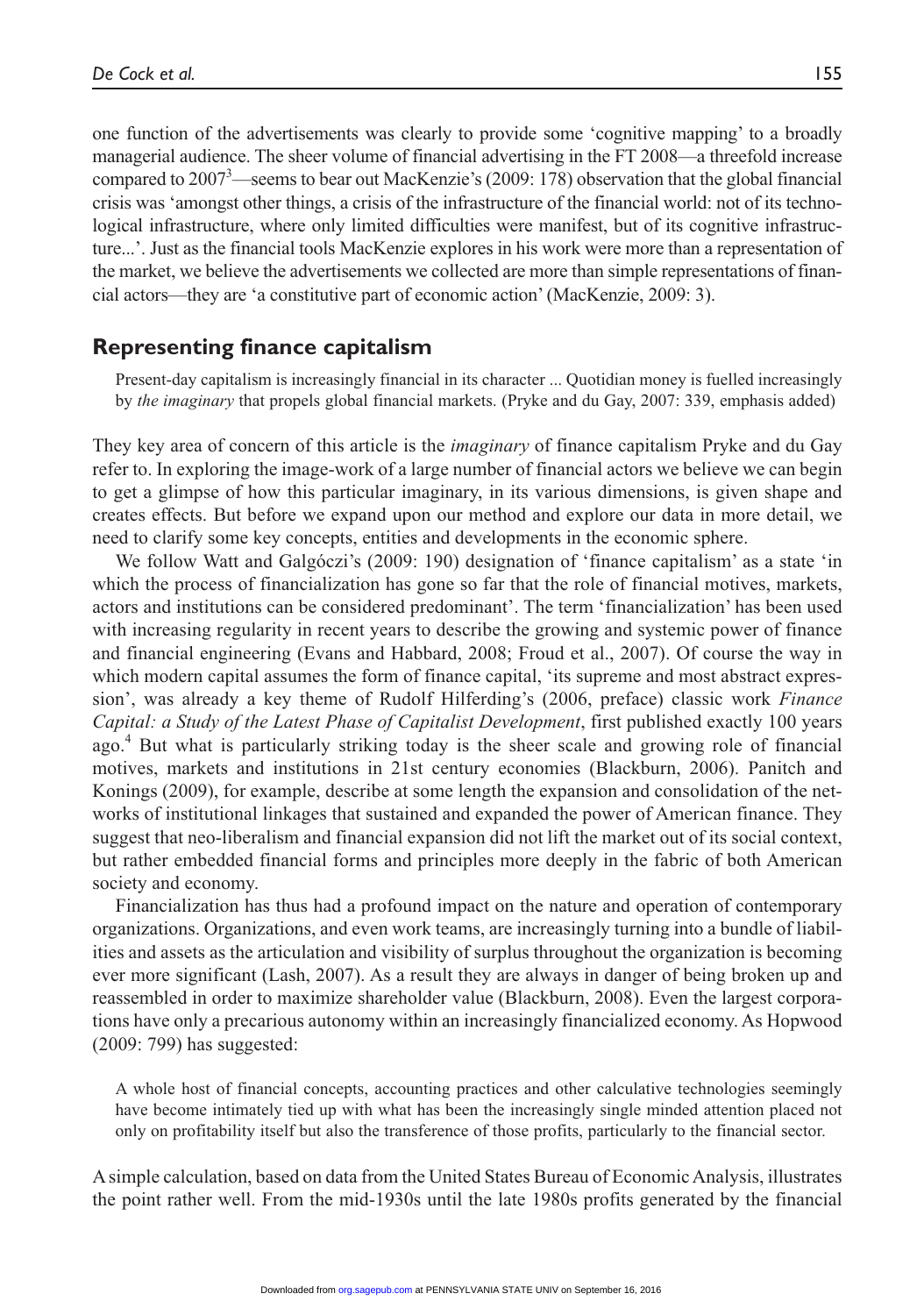one function of the advertisements was clearly to provide some 'cognitive mapping' to a broadly managerial audience. The sheer volume of financial advertising in the FT 2008—a threefold increase compared to 2007[3]—seems to bear out MacKenzie's (2009: 178) observation that the global financial crisis was 'amongst other things, a crisis of the infrastructure of the financial world: not of its technological infrastructure, where only limited difficulties were manifest, but of its cognitive infrastructure...'. Just as the financial tools MacKenzie explores in his work were more than a representation of the market, we believe the advertisements we collected are more than simple representations of financial actors—they are 'a constitutive part of economic action' (MacKenzie, 2009: 3).

## Representing finance capitalism

> Present-day capitalism is increasingly financial in its character ... Quotidian money is fuelled increasingly by *the imaginary* that propels global financial markets. (Pryke and du Gay, 2007: 339, emphasis added)

They key area of concern of this article is the *imaginary* of finance capitalism Pryke and du Gay refer to. In exploring the image-work of a large number of financial actors we believe we can begin to get a glimpse of how this particular imaginary, in its various dimensions, is given shape and creates effects. But before we expand upon our method and explore our data in more detail, we need to clarify some key concepts, entities and developments in the economic sphere.

We follow Watt and Galgóczi's (2009: 190) designation of 'finance capitalism' as a state 'in which the process of financialization has gone so far that the role of financial motives, markets, actors and institutions can be considered predominant'. The term 'financialization' has been used with increasing regularity in recent years to describe the growing and systemic power of finance and financial engineering (Evans and Habbard, 2008; Froud et al., 2007). Of course the way in which modern capital assumes the form of finance capital, 'its supreme and most abstract expression', was already a key theme of Rudolf Hilferding's (2006, preface) classic work *Finance Capital: a Study of the Latest Phase of Capitalist Development*, first published exactly 100 years ago.[4] But what is particularly striking today is the sheer scale and growing role of financial motives, markets and institutions in 21st century economies (Blackburn, 2006). Panitch and Konings (2009), for example, describe at some length the expansion and consolidation of the networks of institutional linkages that sustained and expanded the power of American finance. They suggest that neo-liberalism and financial expansion did not lift the market out of its social context, but rather embedded financial forms and principles more deeply in the fabric of both American society and economy.

Financialization has thus had a profound impact on the nature and operation of contemporary organizations. Organizations, and even work teams, are increasingly turning into a bundle of liabilities and assets as the articulation and visibility of surplus throughout the organization is becoming ever more significant (Lash, 2007). As a result they are always in danger of being broken up and reassembled in order to maximize shareholder value (Blackburn, 2008). Even the largest corporations have only a precarious autonomy within an increasingly financialized economy. As Hopwood (2009: 799) has suggested:

> A whole host of financial concepts, accounting practices and other calculative technologies seemingly have become intimately tied up with what has been the increasingly single minded attention placed not only on profitability itself but also the transference of those profits, particularly to the financial sector.

A simple calculation, based on data from the United States Bureau of Economic Analysis, illustrates the point rather well. From the mid-1930s until the late 1980s profits generated by the financial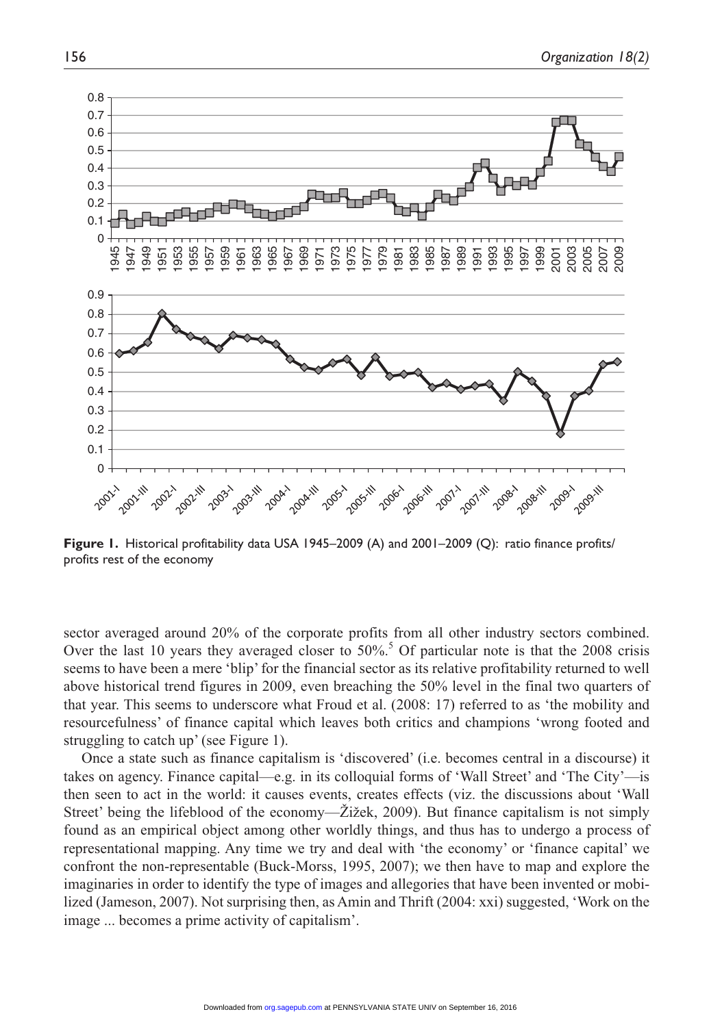**Figure 1.** Historical profitability data USA 1945–2009 (A) and 2001–2009 (Q): ratio finance profits/profits rest of the economy

sector averaged around 20% of the corporate profits from all other industry sectors combined. Over the last 10 years they averaged closer to 50%.[5] Of particular note is that the 2008 crisis seems to have been a mere 'blip' for the financial sector as its relative profitability returned to well above historical trend figures in 2009, even breaching the 50% level in the final two quarters of that year. This seems to underscore what Froud et al. (2008: 17) referred to as 'the mobility and resourcefulness' of finance capital which leaves both critics and champions 'wrong footed and struggling to catch up' (see Figure 1).

Once a state such as finance capitalism is 'discovered' (i.e. becomes central in a discourse) it takes on agency. Finance capital—e.g. in its colloquial forms of 'Wall Street' and 'The City'—is then seen to act in the world: it causes events, creates effects (viz. the discussions about 'Wall Street' being the lifeblood of the economy—Žižek, 2009). But finance capitalism is not simply found as an empirical object among other worldly things, and thus has to undergo a process of representational mapping. Any time we try and deal with 'the economy' or 'finance capital' we confront the non-representable (Buck-Morss, 1995, 2007); we then have to map and explore the imaginaries in order to identify the type of images and allegories that have been invented or mobilized (Jameson, 2007). Not surprising then, as Amin and Thrift (2004: xxi) suggested, 'Work on the image ... becomes a prime activity of capitalism'.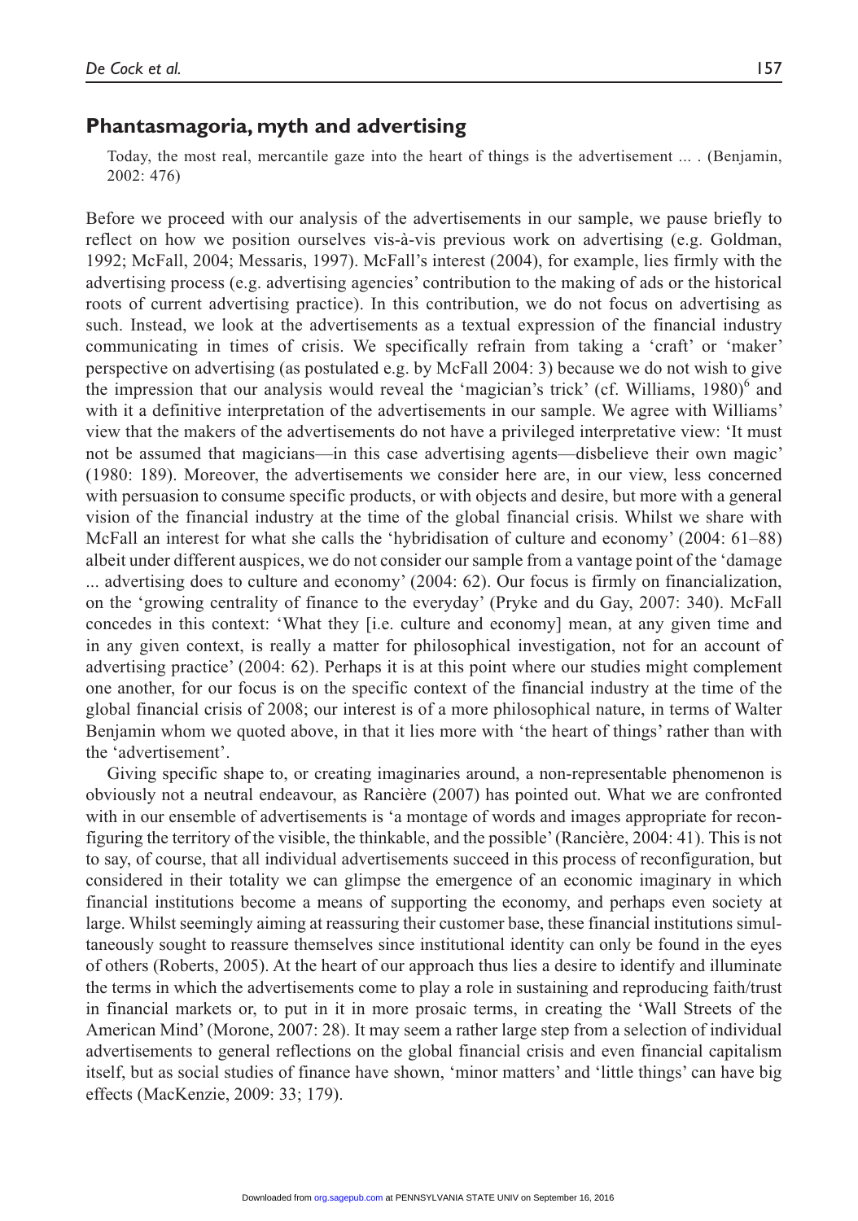## Phantasmagoria, myth and advertising

> Today, the most real, mercantile gaze into the heart of things is the advertisement ... . (Benjamin, 2002: 476)

Before we proceed with our analysis of the advertisements in our sample, we pause briefly to reflect on how we position ourselves vis-à-vis previous work on advertising (e.g. Goldman, 1992; McFall, 2004; Messaris, 1997). McFall's interest (2004), for example, lies firmly with the advertising process (e.g. advertising agencies' contribution to the making of ads or the historical roots of current advertising practice). In this contribution, we do not focus on advertising as such. Instead, we look at the advertisements as a textual expression of the financial industry communicating in times of crisis. We specifically refrain from taking a 'craft' or 'maker' perspective on advertising (as postulated e.g. by McFall 2004: 3) because we do not wish to give the impression that our analysis would reveal the 'magician's trick' (cf. Williams, 1980)[6] and with it a definitive interpretation of the advertisements in our sample. We agree with Williams' view that the makers of the advertisements do not have a privileged interpretative view: 'It must not be assumed that magicians—in this case advertising agents—disbelieve their own magic' (1980: 189). Moreover, the advertisements we consider here are, in our view, less concerned with persuasion to consume specific products, or with objects and desire, but more with a general vision of the financial industry at the time of the global financial crisis. Whilst we share with McFall an interest for what she calls the 'hybridisation of culture and economy' (2004: 61–88) albeit under different auspices, we do not consider our sample from a vantage point of the 'damage ... advertising does to culture and economy' (2004: 62). Our focus is firmly on financialization, on the 'growing centrality of finance to the everyday' (Pryke and du Gay, 2007: 340). McFall concedes in this context: 'What they [i.e. culture and economy] mean, at any given time and in any given context, is really a matter for philosophical investigation, not for an account of advertising practice' (2004: 62). Perhaps it is at this point where our studies might complement one another, for our focus is on the specific context of the financial industry at the time of the global financial crisis of 2008; our interest is of a more philosophical nature, in terms of Walter Benjamin whom we quoted above, in that it lies more with 'the heart of things' rather than with the 'advertisement'.

Giving specific shape to, or creating imaginaries around, a non-representable phenomenon is obviously not a neutral endeavour, as Rancière (2007) has pointed out. What we are confronted with in our ensemble of advertisements is 'a montage of words and images appropriate for reconfiguring the territory of the visible, the thinkable, and the possible' (Rancière, 2004: 41). This is not to say, of course, that all individual advertisements succeed in this process of reconfiguration, but considered in their totality we can glimpse the emergence of an economic imaginary in which financial institutions become a means of supporting the economy, and perhaps even society at large. Whilst seemingly aiming at reassuring their customer base, these financial institutions simultaneously sought to reassure themselves since institutional identity can only be found in the eyes of others (Roberts, 2005). At the heart of our approach thus lies a desire to identify and illuminate the terms in which the advertisements come to play a role in sustaining and reproducing faith/trust in financial markets or, to put in it in more prosaic terms, in creating the 'Wall Streets of the American Mind' (Morone, 2007: 28). It may seem a rather large step from a selection of individual advertisements to general reflections on the global financial crisis and even financial capitalism itself, but as social studies of finance have shown, 'minor matters' and 'little things' can have big effects (MacKenzie, 2009: 33; 179).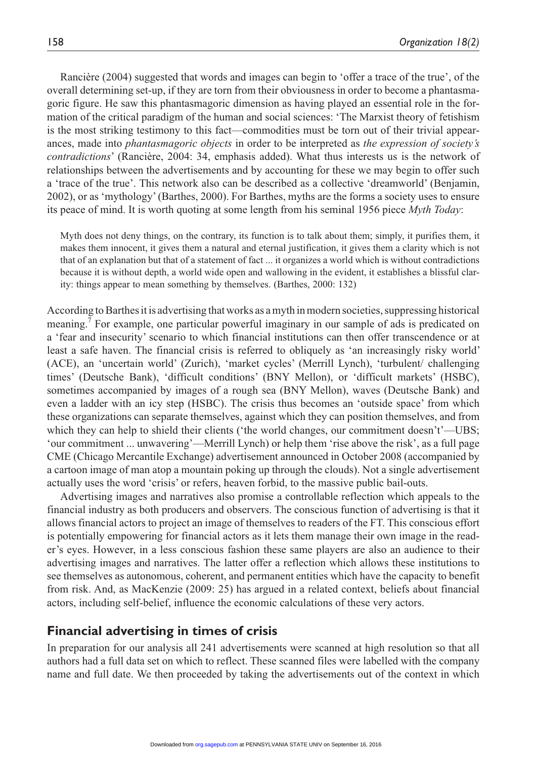Rancière (2004) suggested that words and images can begin to 'offer a trace of the true', of the overall determining set-up, if they are torn from their obviousness in order to become a phantasmagoric figure. He saw this phantasmagoric dimension as having played an essential role in the formation of the critical paradigm of the human and social sciences: 'The Marxist theory of fetishism is the most striking testimony to this fact—commodities must be torn out of their trivial appearances, made into *phantasmagoric objects* in order to be interpreted as *the expression of society's contradictions*' (Rancière, 2004: 34, emphasis added). What thus interests us is the network of relationships between the advertisements and by accounting for these we may begin to offer such a 'trace of the true'. This network also can be described as a collective 'dreamworld' (Benjamin, 2002), or as 'mythology' (Barthes, 2000). For Barthes, myths are the forms a society uses to ensure its peace of mind. It is worth quoting at some length from his seminal 1956 piece *Myth Today*:

> Myth does not deny things, on the contrary, its function is to talk about them; simply, it purifies them, it makes them innocent, it gives them a natural and eternal justification, it gives them a clarity which is not that of an explanation but that of a statement of fact ... it organizes a world which is without contradictions because it is without depth, a world wide open and wallowing in the evident, it establishes a blissful clarity: things appear to mean something by themselves. (Barthes, 2000: 132)

According to Barthes it is advertising that works as a myth in modern societies, suppressing historical meaning.[7] For example, one particular powerful imaginary in our sample of ads is predicated on a 'fear and insecurity' scenario to which financial institutions can then offer transcendence or at least a safe haven. The financial crisis is referred to obliquely as 'an increasingly risky world' (ACE), an 'uncertain world' (Zurich), 'market cycles' (Merrill Lynch), 'turbulent/ challenging times' (Deutsche Bank), 'difficult conditions' (BNY Mellon), or 'difficult markets' (HSBC), sometimes accompanied by images of a rough sea (BNY Mellon), waves (Deutsche Bank) and even a ladder with an icy step (HSBC). The crisis thus becomes an 'outside space' from which these organizations can separate themselves, against which they can position themselves, and from which they can help to shield their clients ('the world changes, our commitment doesn't'—UBS; 'our commitment ... unwavering'—Merrill Lynch) or help them 'rise above the risk', as a full page CME (Chicago Mercantile Exchange) advertisement announced in October 2008 (accompanied by a cartoon image of man atop a mountain poking up through the clouds). Not a single advertisement actually uses the word 'crisis' or refers, heaven forbid, to the massive public bail-outs.

Advertising images and narratives also promise a controllable reflection which appeals to the financial industry as both producers and observers. The conscious function of advertising is that it allows financial actors to project an image of themselves to readers of the FT. This conscious effort is potentially empowering for financial actors as it lets them manage their own image in the reader's eyes. However, in a less conscious fashion these same players are also an audience to their advertising images and narratives. The latter offer a reflection which allows these institutions to see themselves as autonomous, coherent, and permanent entities which have the capacity to benefit from risk. And, as MacKenzie (2009: 25) has argued in a related context, beliefs about financial actors, including self-belief, influence the economic calculations of these very actors.

## Financial advertising in times of crisis

In preparation for our analysis all 241 advertisements were scanned at high resolution so that all authors had a full data set on which to reflect. These scanned files were labelled with the company name and full date. We then proceeded by taking the advertisements out of the context in which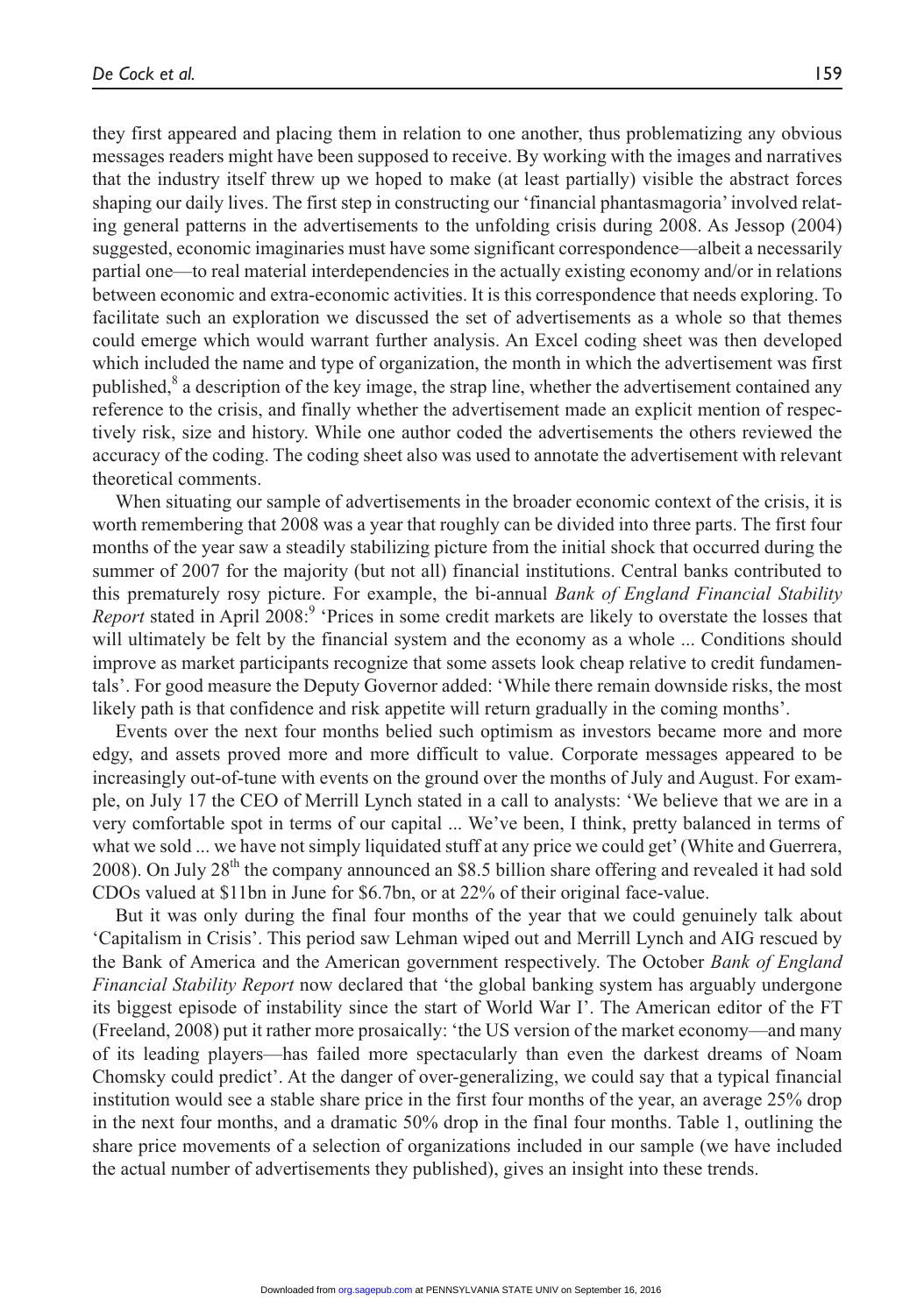they first appeared and placing them in relation to one another, thus problematizing any obvious messages readers might have been supposed to receive. By working with the images and narratives that the industry itself threw up we hoped to make (at least partially) visible the abstract forces shaping our daily lives. The first step in constructing our 'financial phantasmagoria' involved relating general patterns in the advertisements to the unfolding crisis during 2008. As Jessop (2004) suggested, economic imaginaries must have some significant correspondence—albeit a necessarily partial one—to real material interdependencies in the actually existing economy and/or in relations between economic and extra-economic activities. It is this correspondence that needs exploring. To facilitate such an exploration we discussed the set of advertisements as a whole so that themes could emerge which would warrant further analysis. An Excel coding sheet was then developed which included the name and type of organization, the month in which the advertisement was first published,[8] a description of the key image, the strap line, whether the advertisement contained any reference to the crisis, and finally whether the advertisement made an explicit mention of respectively risk, size and history. While one author coded the advertisements the others reviewed the accuracy of the coding. The coding sheet also was used to annotate the advertisement with relevant theoretical comments.

When situating our sample of advertisements in the broader economic context of the crisis, it is worth remembering that 2008 was a year that roughly can be divided into three parts. The first four months of the year saw a steadily stabilizing picture from the initial shock that occurred during the summer of 2007 for the majority (but not all) financial institutions. Central banks contributed to this prematurely rosy picture. For example, the bi-annual *Bank of England Financial Stability Report* stated in April 2008:[9] 'Prices in some credit markets are likely to overstate the losses that will ultimately be felt by the financial system and the economy as a whole ... Conditions should improve as market participants recognize that some assets look cheap relative to credit fundamentals'. For good measure the Deputy Governor added: 'While there remain downside risks, the most likely path is that confidence and risk appetite will return gradually in the coming months'.

Events over the next four months belied such optimism as investors became more and more edgy, and assets proved more and more difficult to value. Corporate messages appeared to be increasingly out-of-tune with events on the ground over the months of July and August. For example, on July 17 the CEO of Merrill Lynch stated in a call to analysts: 'We believe that we are in a very comfortable spot in terms of our capital ... We've been, I think, pretty balanced in terms of what we sold ... we have not simply liquidated stuff at any price we could get' (White and Guerrera, 2008). On July 28th the company announced an \$8.5 billion share offering and revealed it had sold CDOs valued at \$11bn in June for \$6.7bn, or at 22% of their original face-value.

But it was only during the final four months of the year that we could genuinely talk about 'Capitalism in Crisis'. This period saw Lehman wiped out and Merrill Lynch and AIG rescued by the Bank of America and the American government respectively. The October *Bank of England Financial Stability Report* now declared that 'the global banking system has arguably undergone its biggest episode of instability since the start of World War I'. The American editor of the FT (Freeland, 2008) put it rather more prosaically: 'the US version of the market economy—and many of its leading players—has failed more spectacularly than even the darkest dreams of Noam Chomsky could predict'. At the danger of over-generalizing, we could say that a typical financial institution would see a stable share price in the first four months of the year, an average 25% drop in the next four months, and a dramatic 50% drop in the final four months. Table 1, outlining the share price movements of a selection of organizations included in our sample (we have included the actual number of advertisements they published), gives an insight into these trends.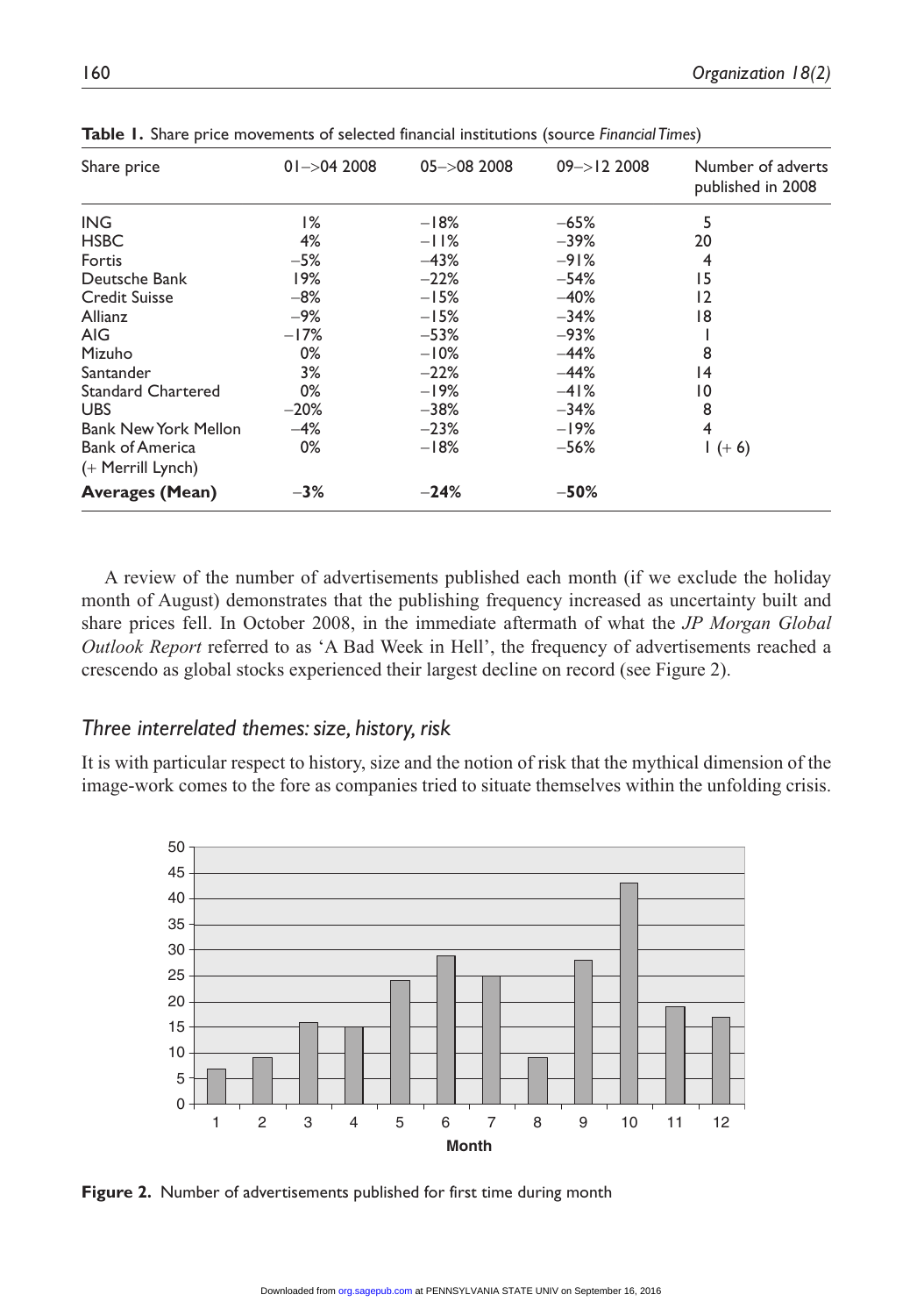**Table 1.** Share price movements of selected financial institutions (source *Financial Times*)

| Share price | 01–>04 2008 | 05–>08 2008 | 09–>12 2008 | Number of adverts published in 2008 |
|---|---|---|---|---|
| ING | 1% | −18% | −65% | 5 |
| HSBC | 4% | −11% | −39% | 20 |
| Fortis | −5% | −43% | −91% | 4 |
| Deutsche Bank | 19% | −22% | −54% | 15 |
| Credit Suisse | −8% | −15% | −40% | 12 |
| Allianz | −9% | −15% | −34% | 18 |
| AIG | −17% | −53% | −93% | 1 |
| Mizuho | 0% | −10% | −44% | 8 |
| Santander | 3% | −22% | −44% | 14 |
| Standard Chartered | 0% | −19% | −41% | 10 |
| UBS | −20% | −38% | −34% | 8 |
| Bank New York Mellon | −4% | −23% | −19% | 4 |
| Bank of America (+ Merrill Lynch) | 0% | −18% | −56% | 1 (+ 6) |
| **Averages (Mean)** | **−3%** | **−24%** | **−50%** | |

A review of the number of advertisements published each month (if we exclude the holiday month of August) demonstrates that the publishing frequency increased as uncertainty built and share prices fell. In October 2008, in the immediate aftermath of what the *JP Morgan Global Outlook Report* referred to as 'A Bad Week in Hell', the frequency of advertisements reached a crescendo as global stocks experienced their largest decline on record (see Figure 2).

### *Three interrelated themes: size, history, risk*

It is with particular respect to history, size and the notion of risk that the mythical dimension of the image-work comes to the fore as companies tried to situate themselves within the unfolding crisis.

**Figure 2.** Number of advertisements published for first time during month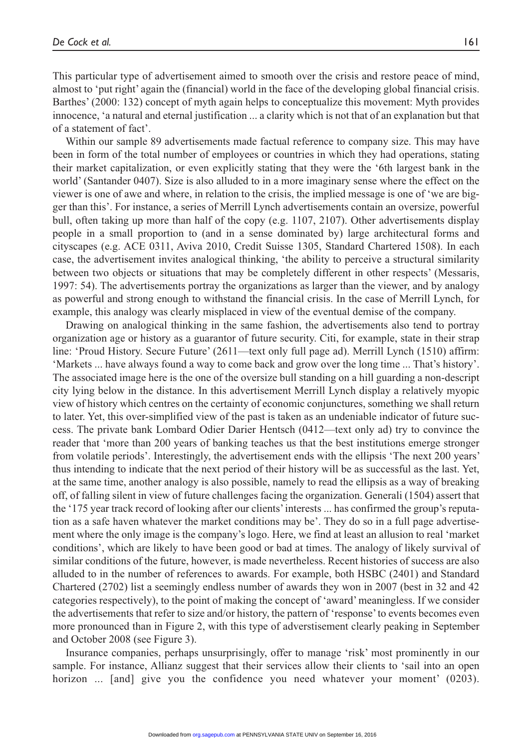This particular type of advertisement aimed to smooth over the crisis and restore peace of mind, almost to 'put right' again the (financial) world in the face of the developing global financial crisis. Barthes' (2000: 132) concept of myth again helps to conceptualize this movement: Myth provides innocence, 'a natural and eternal justification ... a clarity which is not that of an explanation but that of a statement of fact'.

Within our sample 89 advertisements made factual reference to company size. This may have been in form of the total number of employees or countries in which they had operations, stating their market capitalization, or even explicitly stating that they were the '6th largest bank in the world' (Santander 0407). Size is also alluded to in a more imaginary sense where the effect on the viewer is one of awe and where, in relation to the crisis, the implied message is one of 'we are bigger than this'. For instance, a series of Merrill Lynch advertisements contain an oversize, powerful bull, often taking up more than half of the copy (e.g. 1107, 2107). Other advertisements display people in a small proportion to (and in a sense dominated by) large architectural forms and cityscapes (e.g. ACE 0311, Aviva 2010, Credit Suisse 1305, Standard Chartered 1508). In each case, the advertisement invites analogical thinking, 'the ability to perceive a structural similarity between two objects or situations that may be completely different in other respects' (Messaris, 1997: 54). The advertisements portray the organizations as larger than the viewer, and by analogy as powerful and strong enough to withstand the financial crisis. In the case of Merrill Lynch, for example, this analogy was clearly misplaced in view of the eventual demise of the company.

Drawing on analogical thinking in the same fashion, the advertisements also tend to portray organization age or history as a guarantor of future security. Citi, for example, state in their strap line: 'Proud History. Secure Future' (2611—text only full page ad). Merrill Lynch (1510) affirm: 'Markets ... have always found a way to come back and grow over the long time ... That's history'. The associated image here is the one of the oversize bull standing on a hill guarding a non-descript city lying below in the distance. In this advertisement Merrill Lynch display a relatively myopic view of history which centres on the certainty of economic conjunctures, something we shall return to later. Yet, this over-simplified view of the past is taken as an undeniable indicator of future success. The private bank Lombard Odier Darier Hentsch (0412—text only ad) try to convince the reader that 'more than 200 years of banking teaches us that the best institutions emerge stronger from volatile periods'. Interestingly, the advertisement ends with the ellipsis 'The next 200 years' thus intending to indicate that the next period of their history will be as successful as the last. Yet, at the same time, another analogy is also possible, namely to read the ellipsis as a way of breaking off, of falling silent in view of future challenges facing the organization. Generali (1504) assert that the '175 year track record of looking after our clients' interests ... has confirmed the group's reputation as a safe haven whatever the market conditions may be'. They do so in a full page advertisement where the only image is the company's logo. Here, we find at least an allusion to real 'market conditions', which are likely to have been good or bad at times. The analogy of likely survival of similar conditions of the future, however, is made nevertheless. Recent histories of success are also alluded to in the number of references to awards. For example, both HSBC (2401) and Standard Chartered (2702) list a seemingly endless number of awards they won in 2007 (best in 32 and 42 categories respectively), to the point of making the concept of 'award' meaningless. If we consider the advertisements that refer to size and/or history, the pattern of 'response' to events becomes even more pronounced than in Figure 2, with this type of adverstisement clearly peaking in September and October 2008 (see Figure 3).

Insurance companies, perhaps unsurprisingly, offer to manage 'risk' most prominently in our sample. For instance, Allianz suggest that their services allow their clients to 'sail into an open horizon ... [and] give you the confidence you need whatever your moment' (0203).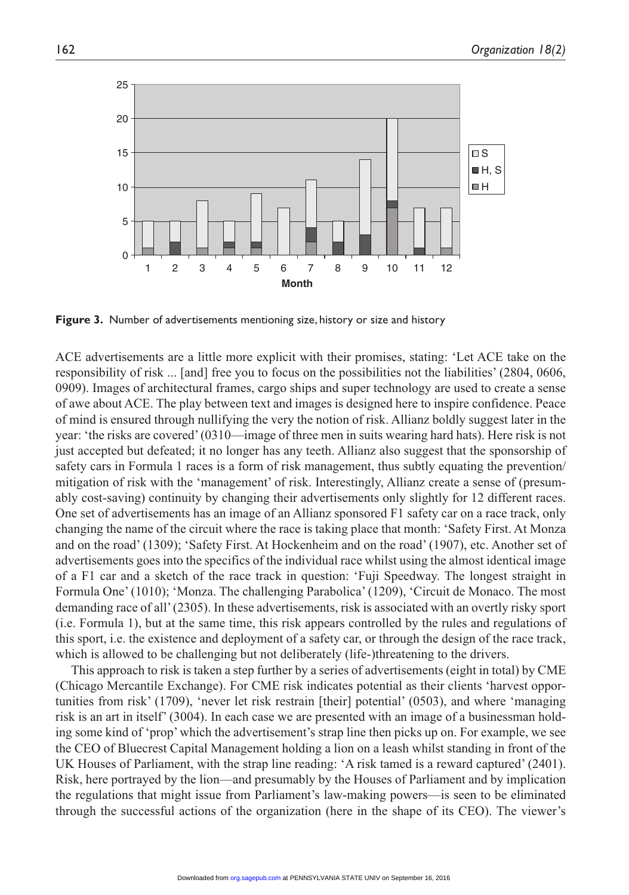**Figure 3.** Number of advertisements mentioning size, history or size and history

ACE advertisements are a little more explicit with their promises, stating: 'Let ACE take on the responsibility of risk ... [and] free you to focus on the possibilities not the liabilities' (2804, 0606, 0909). Images of architectural frames, cargo ships and super technology are used to create a sense of awe about ACE. The play between text and images is designed here to inspire confidence. Peace of mind is ensured through nullifying the very the notion of risk. Allianz boldly suggest later in the year: 'the risks are covered' (0310—image of three men in suits wearing hard hats). Here risk is not just accepted but defeated; it no longer has any teeth. Allianz also suggest that the sponsorship of safety cars in Formula 1 races is a form of risk management, thus subtly equating the prevention/mitigation of risk with the 'management' of risk. Interestingly, Allianz create a sense of (presumably cost-saving) continuity by changing their advertisements only slightly for 12 different races. One set of advertisements has an image of an Allianz sponsored F1 safety car on a race track, only changing the name of the circuit where the race is taking place that month: 'Safety First. At Monza and on the road' (1309); 'Safety First. At Hockenheim and on the road' (1907), etc. Another set of advertisements goes into the specifics of the individual race whilst using the almost identical image of a F1 car and a sketch of the race track in question: 'Fuji Speedway. The longest straight in Formula One' (1010); 'Monza. The challenging Parabolica' (1209), 'Circuit de Monaco. The most demanding race of all' (2305). In these advertisements, risk is associated with an overtly risky sport (i.e. Formula 1), but at the same time, this risk appears controlled by the rules and regulations of this sport, i.e. the existence and deployment of a safety car, or through the design of the race track, which is allowed to be challenging but not deliberately (life-)threatening to the drivers.

This approach to risk is taken a step further by a series of advertisements (eight in total) by CME (Chicago Mercantile Exchange). For CME risk indicates potential as their clients 'harvest opportunities from risk' (1709), 'never let risk restrain [their] potential' (0503), and where 'managing risk is an art in itself' (3004). In each case we are presented with an image of a businessman holding some kind of 'prop' which the advertisement's strap line then picks up on. For example, we see the CEO of Bluecrest Capital Management holding a lion on a leash whilst standing in front of the UK Houses of Parliament, with the strap line reading: 'A risk tamed is a reward captured' (2401). Risk, here portrayed by the lion—and presumably by the Houses of Parliament and by implication the regulations that might issue from Parliament's law-making powers—is seen to be eliminated through the successful actions of the organization (here in the shape of its CEO). The viewer's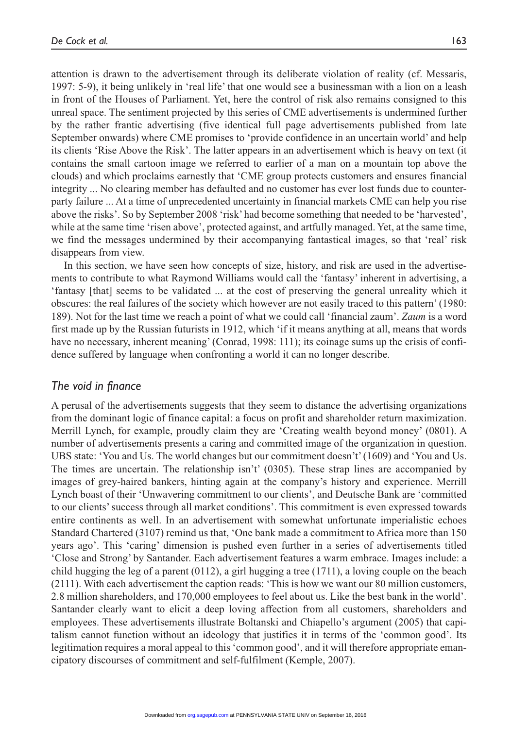attention is drawn to the advertisement through its deliberate violation of reality (cf. Messaris, 1997: 5-9), it being unlikely in 'real life' that one would see a businessman with a lion on a leash in front of the Houses of Parliament. Yet, here the control of risk also remains consigned to this unreal space. The sentiment projected by this series of CME advertisements is undermined further by the rather frantic advertising (five identical full page advertisements published from late September onwards) where CME promises to 'provide confidence in an uncertain world' and help its clients 'Rise Above the Risk'. The latter appears in an advertisement which is heavy on text (it contains the small cartoon image we referred to earlier of a man on a mountain top above the clouds) and which proclaims earnestly that 'CME group protects customers and ensures financial integrity ... No clearing member has defaulted and no customer has ever lost funds due to counterparty failure ... At a time of unprecedented uncertainty in financial markets CME can help you rise above the risks'. So by September 2008 'risk' had become something that needed to be 'harvested', while at the same time 'risen above', protected against, and artfully managed. Yet, at the same time, we find the messages undermined by their accompanying fantastical images, so that 'real' risk disappears from view.

In this section, we have seen how concepts of size, history, and risk are used in the advertisements to contribute to what Raymond Williams would call the 'fantasy' inherent in advertising, a 'fantasy [that] seems to be validated ... at the cost of preserving the general unreality which it obscures: the real failures of the society which however are not easily traced to this pattern' (1980: 189). Not for the last time we reach a point of what we could call 'financial zaum'. *Zaum* is a word first made up by the Russian futurists in 1912, which 'if it means anything at all, means that words have no necessary, inherent meaning' (Conrad, 1998: 111); its coinage sums up the crisis of confidence suffered by language when confronting a world it can no longer describe.

## *The void in finance*

A perusal of the advertisements suggests that they seem to distance the advertising organizations from the dominant logic of finance capital: a focus on profit and shareholder return maximization. Merrill Lynch, for example, proudly claim they are 'Creating wealth beyond money' (0801). A number of advertisements presents a caring and committed image of the organization in question. UBS state: 'You and Us. The world changes but our commitment doesn't' (1609) and 'You and Us. The times are uncertain. The relationship isn't' (0305). These strap lines are accompanied by images of grey-haired bankers, hinting again at the company's history and experience. Merrill Lynch boast of their 'Unwavering commitment to our clients', and Deutsche Bank are 'committed to our clients' success through all market conditions'. This commitment is even expressed towards entire continents as well. In an advertisement with somewhat unfortunate imperialistic echoes Standard Chartered (3107) remind us that, 'One bank made a commitment to Africa more than 150 years ago'. This 'caring' dimension is pushed even further in a series of advertisements titled 'Close and Strong' by Santander. Each advertisement features a warm embrace. Images include: a child hugging the leg of a parent (0112), a girl hugging a tree (1711), a loving couple on the beach (2111). With each advertisement the caption reads: 'This is how we want our 80 million customers, 2.8 million shareholders, and 170,000 employees to feel about us. Like the best bank in the world'. Santander clearly want to elicit a deep loving affection from all customers, shareholders and employees. These advertisements illustrate Boltanski and Chiapello's argument (2005) that capitalism cannot function without an ideology that justifies it in terms of the 'common good'. Its legitimation requires a moral appeal to this 'common good', and it will therefore appropriate emancipatory discourses of commitment and self-fulfilment (Kemple, 2007).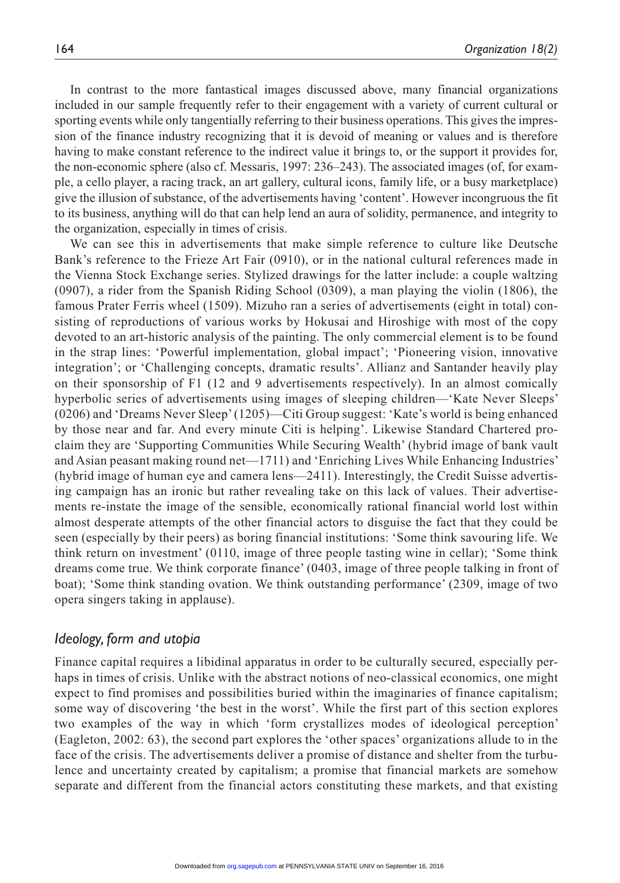In contrast to the more fantastical images discussed above, many financial organizations included in our sample frequently refer to their engagement with a variety of current cultural or sporting events while only tangentially referring to their business operations. This gives the impression of the finance industry recognizing that it is devoid of meaning or values and is therefore having to make constant reference to the indirect value it brings to, or the support it provides for, the non-economic sphere (also cf. Messaris, 1997: 236–243). The associated images (of, for example, a cello player, a racing track, an art gallery, cultural icons, family life, or a busy marketplace) give the illusion of substance, of the advertisements having 'content'. However incongruous the fit to its business, anything will do that can help lend an aura of solidity, permanence, and integrity to the organization, especially in times of crisis.

We can see this in advertisements that make simple reference to culture like Deutsche Bank's reference to the Frieze Art Fair (0910), or in the national cultural references made in the Vienna Stock Exchange series. Stylized drawings for the latter include: a couple waltzing (0907), a rider from the Spanish Riding School (0309), a man playing the violin (1806), the famous Prater Ferris wheel (1509). Mizuho ran a series of advertisements (eight in total) consisting of reproductions of various works by Hokusai and Hiroshige with most of the copy devoted to an art-historic analysis of the painting. The only commercial element is to be found in the strap lines: 'Powerful implementation, global impact'; 'Pioneering vision, innovative integration'; or 'Challenging concepts, dramatic results'. Allianz and Santander heavily play on their sponsorship of F1 (12 and 9 advertisements respectively). In an almost comically hyperbolic series of advertisements using images of sleeping children—'Kate Never Sleeps' (0206) and 'Dreams Never Sleep' (1205)—Citi Group suggest: 'Kate's world is being enhanced by those near and far. And every minute Citi is helping'. Likewise Standard Chartered proclaim they are 'Supporting Communities While Securing Wealth' (hybrid image of bank vault and Asian peasant making round net—1711) and 'Enriching Lives While Enhancing Industries' (hybrid image of human eye and camera lens—2411). Interestingly, the Credit Suisse advertising campaign has an ironic but rather revealing take on this lack of values. Their advertisements re-instate the image of the sensible, economically rational financial world lost within almost desperate attempts of the other financial actors to disguise the fact that they could be seen (especially by their peers) as boring financial institutions: 'Some think savouring life. We think return on investment' (0110, image of three people tasting wine in cellar); 'Some think dreams come true. We think corporate finance' (0403, image of three people talking in front of boat); 'Some think standing ovation. We think outstanding performance' (2309, image of two opera singers taking in applause).

## *Ideology, form and utopia*

Finance capital requires a libidinal apparatus in order to be culturally secured, especially perhaps in times of crisis. Unlike with the abstract notions of neo-classical economics, one might expect to find promises and possibilities buried within the imaginaries of finance capitalism; some way of discovering 'the best in the worst'. While the first part of this section explores two examples of the way in which 'form crystallizes modes of ideological perception' (Eagleton, 2002: 63), the second part explores the 'other spaces' organizations allude to in the face of the crisis. The advertisements deliver a promise of distance and shelter from the turbulence and uncertainty created by capitalism; a promise that financial markets are somehow separate and different from the financial actors constituting these markets, and that existing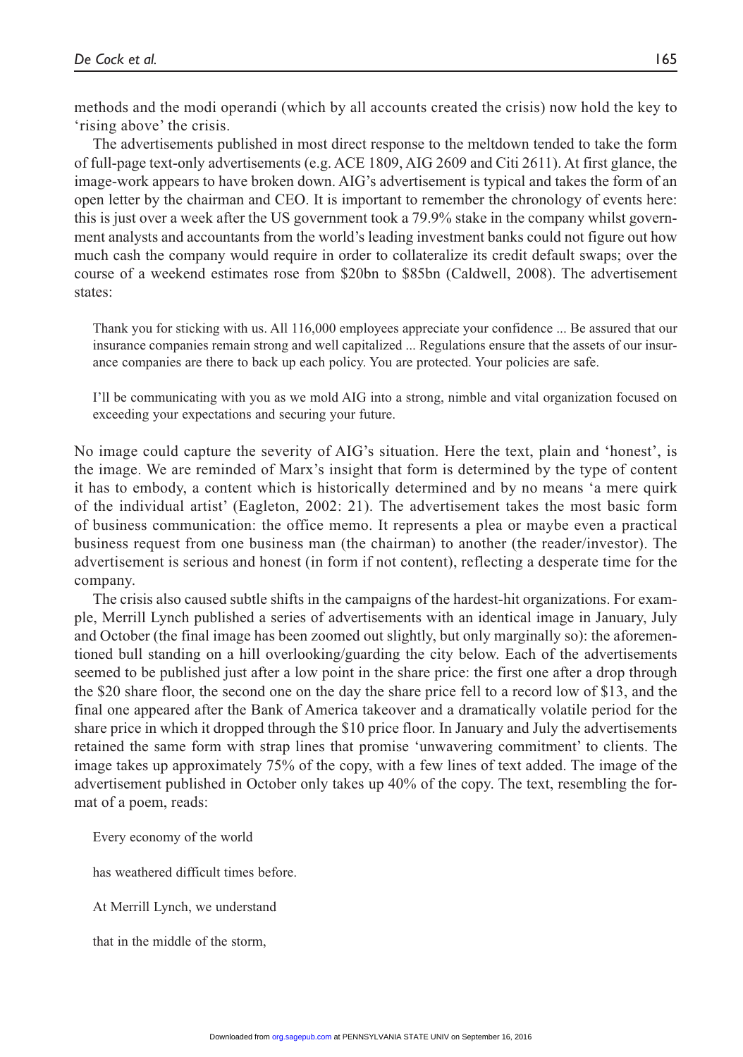methods and the modi operandi (which by all accounts created the crisis) now hold the key to 'rising above' the crisis.

The advertisements published in most direct response to the meltdown tended to take the form of full-page text-only advertisements (e.g. ACE 1809, AIG 2609 and Citi 2611). At first glance, the image-work appears to have broken down. AIG's advertisement is typical and takes the form of an open letter by the chairman and CEO. It is important to remember the chronology of events here: this is just over a week after the US government took a 79.9% stake in the company whilst government analysts and accountants from the world's leading investment banks could not figure out how much cash the company would require in order to collateralize its credit default swaps; over the course of a weekend estimates rose from \$20bn to \$85bn (Caldwell, 2008). The advertisement states:

> Thank you for sticking with us. All 116,000 employees appreciate your confidence ... Be assured that our insurance companies remain strong and well capitalized ... Regulations ensure that the assets of our insurance companies are there to back up each policy. You are protected. Your policies are safe.
>
> I'll be communicating with you as we mold AIG into a strong, nimble and vital organization focused on exceeding your expectations and securing your future.

No image could capture the severity of AIG's situation. Here the text, plain and 'honest', is the image. We are reminded of Marx's insight that form is determined by the type of content it has to embody, a content which is historically determined and by no means 'a mere quirk of the individual artist' (Eagleton, 2002: 21). The advertisement takes the most basic form of business communication: the office memo. It represents a plea or maybe even a practical business request from one business man (the chairman) to another (the reader/investor). The advertisement is serious and honest (in form if not content), reflecting a desperate time for the company.

The crisis also caused subtle shifts in the campaigns of the hardest-hit organizations. For example, Merrill Lynch published a series of advertisements with an identical image in January, July and October (the final image has been zoomed out slightly, but only marginally so): the aforementioned bull standing on a hill overlooking/guarding the city below. Each of the advertisements seemed to be published just after a low point in the share price: the first one after a drop through the \$20 share floor, the second one on the day the share price fell to a record low of \$13, and the final one appeared after the Bank of America takeover and a dramatically volatile period for the share price in which it dropped through the \$10 price floor. In January and July the advertisements retained the same form with strap lines that promise 'unwavering commitment' to clients. The image takes up approximately 75% of the copy, with a few lines of text added. The image of the advertisement published in October only takes up 40% of the copy. The text, resembling the format of a poem, reads:

> Every economy of the world
>
> has weathered difficult times before.
>
> At Merrill Lynch, we understand
>
> that in the middle of the storm,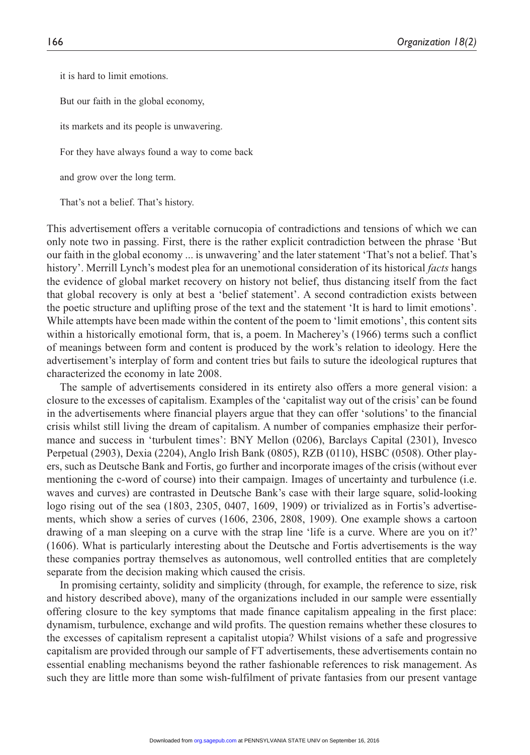it is hard to limit emotions.

But our faith in the global economy,

its markets and its people is unwavering.

For they have always found a way to come back

and grow over the long term.

That's not a belief. That's history.

This advertisement offers a veritable cornucopia of contradictions and tensions of which we can only note two in passing. First, there is the rather explicit contradiction between the phrase 'But our faith in the global economy ... is unwavering' and the later statement 'That's not a belief. That's history'. Merrill Lynch's modest plea for an unemotional consideration of its historical *facts* hangs the evidence of global market recovery on history not belief, thus distancing itself from the fact that global recovery is only at best a 'belief statement'. A second contradiction exists between the poetic structure and uplifting prose of the text and the statement 'It is hard to limit emotions'. While attempts have been made within the content of the poem to 'limit emotions', this content sits within a historically emotional form, that is, a poem. In Macherey's (1966) terms such a conflict of meanings between form and content is produced by the work's relation to ideology. Here the advertisement's interplay of form and content tries but fails to suture the ideological ruptures that characterized the economy in late 2008.

The sample of advertisements considered in its entirety also offers a more general vision: a closure to the excesses of capitalism. Examples of the 'capitalist way out of the crisis' can be found in the advertisements where financial players argue that they can offer 'solutions' to the financial crisis whilst still living the dream of capitalism. A number of companies emphasize their performance and success in 'turbulent times': BNY Mellon (0206), Barclays Capital (2301), Invesco Perpetual (2903), Dexia (2204), Anglo Irish Bank (0805), RZB (0110), HSBC (0508). Other players, such as Deutsche Bank and Fortis, go further and incorporate images of the crisis (without ever mentioning the c-word of course) into their campaign. Images of uncertainty and turbulence (i.e. waves and curves) are contrasted in Deutsche Bank's case with their large square, solid-looking logo rising out of the sea (1803, 2305, 0407, 1609, 1909) or trivialized as in Fortis's advertisements, which show a series of curves (1606, 2306, 2808, 1909). One example shows a cartoon drawing of a man sleeping on a curve with the strap line 'life is a curve. Where are you on it?' (1606). What is particularly interesting about the Deutsche and Fortis advertisements is the way these companies portray themselves as autonomous, well controlled entities that are completely separate from the decision making which caused the crisis.

In promising certainty, solidity and simplicity (through, for example, the reference to size, risk and history described above), many of the organizations included in our sample were essentially offering closure to the key symptoms that made finance capitalism appealing in the first place: dynamism, turbulence, exchange and wild profits. The question remains whether these closures to the excesses of capitalism represent a capitalist utopia? Whilst visions of a safe and progressive capitalism are provided through our sample of FT advertisements, these advertisements contain no essential enabling mechanisms beyond the rather fashionable references to risk management. As such they are little more than some wish-fulfilment of private fantasies from our present vantage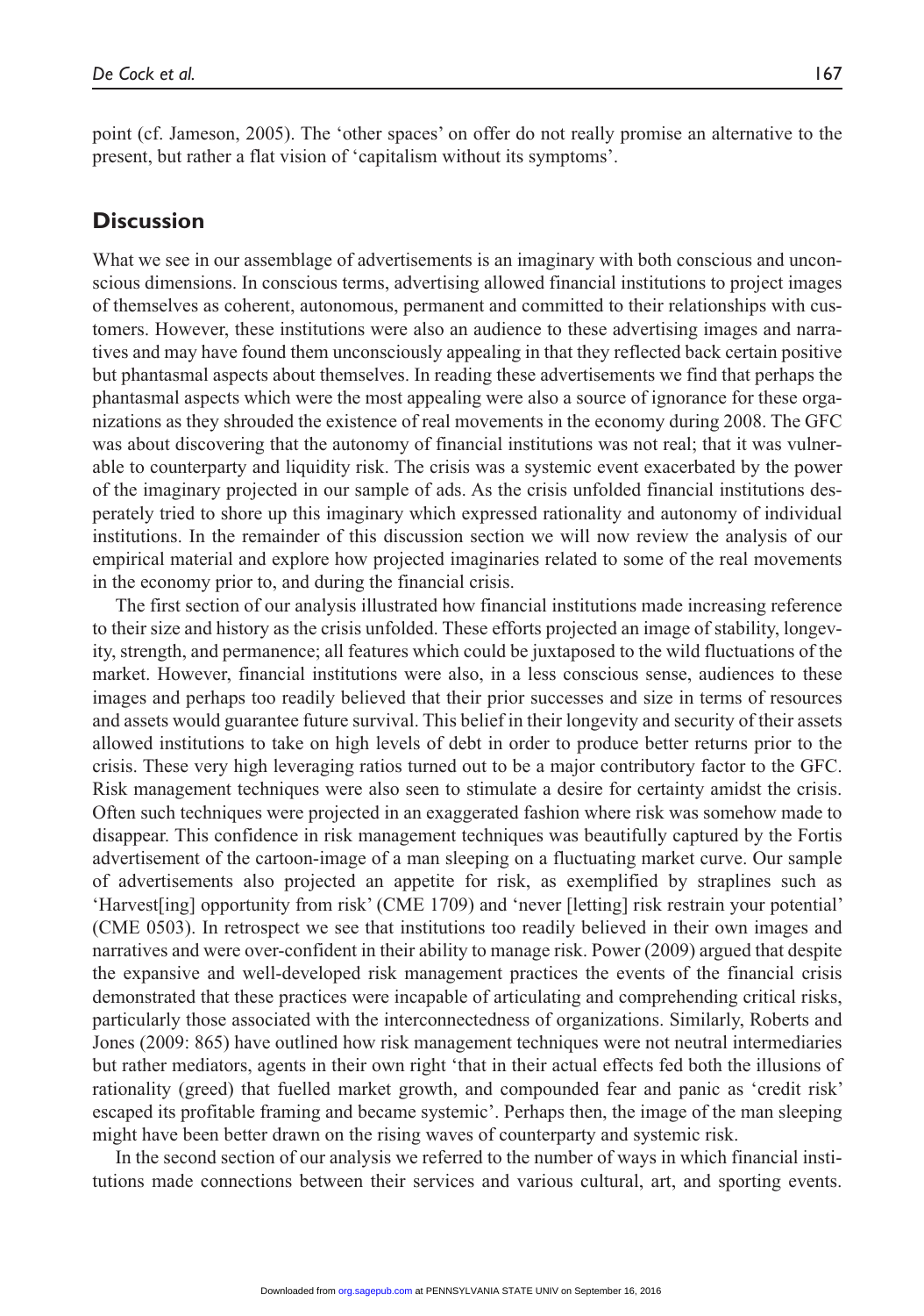point (cf. Jameson, 2005). The 'other spaces' on offer do not really promise an alternative to the present, but rather a flat vision of 'capitalism without its symptoms'.

## Discussion

What we see in our assemblage of advertisements is an imaginary with both conscious and unconscious dimensions. In conscious terms, advertising allowed financial institutions to project images of themselves as coherent, autonomous, permanent and committed to their relationships with customers. However, these institutions were also an audience to these advertising images and narratives and may have found them unconsciously appealing in that they reflected back certain positive but phantasmal aspects about themselves. In reading these advertisements we find that perhaps the phantasmal aspects which were the most appealing were also a source of ignorance for these organizations as they shrouded the existence of real movements in the economy during 2008. The GFC was about discovering that the autonomy of financial institutions was not real; that it was vulnerable to counterparty and liquidity risk. The crisis was a systemic event exacerbated by the power of the imaginary projected in our sample of ads. As the crisis unfolded financial institutions desperately tried to shore up this imaginary which expressed rationality and autonomy of individual institutions. In the remainder of this discussion section we will now review the analysis of our empirical material and explore how projected imaginaries related to some of the real movements in the economy prior to, and during the financial crisis.

The first section of our analysis illustrated how financial institutions made increasing reference to their size and history as the crisis unfolded. These efforts projected an image of stability, longevity, strength, and permanence; all features which could be juxtaposed to the wild fluctuations of the market. However, financial institutions were also, in a less conscious sense, audiences to these images and perhaps too readily believed that their prior successes and size in terms of resources and assets would guarantee future survival. This belief in their longevity and security of their assets allowed institutions to take on high levels of debt in order to produce better returns prior to the crisis. These very high leveraging ratios turned out to be a major contributory factor to the GFC. Risk management techniques were also seen to stimulate a desire for certainty amidst the crisis. Often such techniques were projected in an exaggerated fashion where risk was somehow made to disappear. This confidence in risk management techniques was beautifully captured by the Fortis advertisement of the cartoon-image of a man sleeping on a fluctuating market curve. Our sample of advertisements also projected an appetite for risk, as exemplified by straplines such as 'Harvest[ing] opportunity from risk' (CME 1709) and 'never [letting] risk restrain your potential' (CME 0503). In retrospect we see that institutions too readily believed in their own images and narratives and were over-confident in their ability to manage risk. Power (2009) argued that despite the expansive and well-developed risk management practices the events of the financial crisis demonstrated that these practices were incapable of articulating and comprehending critical risks, particularly those associated with the interconnectedness of organizations. Similarly, Roberts and Jones (2009: 865) have outlined how risk management techniques were not neutral intermediaries but rather mediators, agents in their own right 'that in their actual effects fed both the illusions of rationality (greed) that fuelled market growth, and compounded fear and panic as 'credit risk' escaped its profitable framing and became systemic'. Perhaps then, the image of the man sleeping might have been better drawn on the rising waves of counterparty and systemic risk.

In the second section of our analysis we referred to the number of ways in which financial institutions made connections between their services and various cultural, art, and sporting events.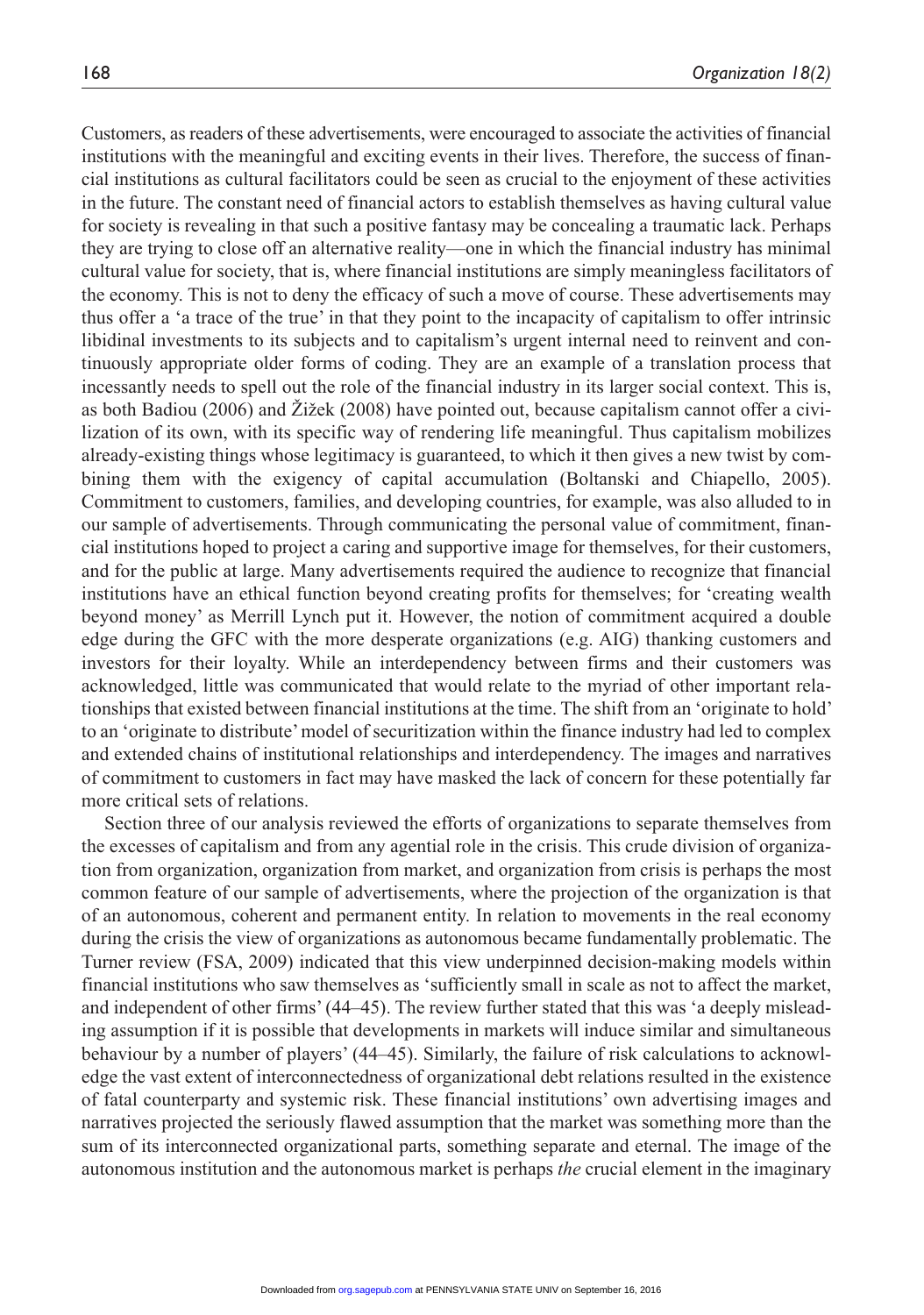Customers, as readers of these advertisements, were encouraged to associate the activities of financial institutions with the meaningful and exciting events in their lives. Therefore, the success of financial institutions as cultural facilitators could be seen as crucial to the enjoyment of these activities in the future. The constant need of financial actors to establish themselves as having cultural value for society is revealing in that such a positive fantasy may be concealing a traumatic lack. Perhaps they are trying to close off an alternative reality—one in which the financial industry has minimal cultural value for society, that is, where financial institutions are simply meaningless facilitators of the economy. This is not to deny the efficacy of such a move of course. These advertisements may thus offer a 'a trace of the true' in that they point to the incapacity of capitalism to offer intrinsic libidinal investments to its subjects and to capitalism's urgent internal need to reinvent and continuously appropriate older forms of coding. They are an example of a translation process that incessantly needs to spell out the role of the financial industry in its larger social context. This is, as both Badiou (2006) and Žižek (2008) have pointed out, because capitalism cannot offer a civilization of its own, with its specific way of rendering life meaningful. Thus capitalism mobilizes already-existing things whose legitimacy is guaranteed, to which it then gives a new twist by combining them with the exigency of capital accumulation (Boltanski and Chiapello, 2005). Commitment to customers, families, and developing countries, for example, was also alluded to in our sample of advertisements. Through communicating the personal value of commitment, financial institutions hoped to project a caring and supportive image for themselves, for their customers, and for the public at large. Many advertisements required the audience to recognize that financial institutions have an ethical function beyond creating profits for themselves; for 'creating wealth beyond money' as Merrill Lynch put it. However, the notion of commitment acquired a double edge during the GFC with the more desperate organizations (e.g. AIG) thanking customers and investors for their loyalty. While an interdependency between firms and their customers was acknowledged, little was communicated that would relate to the myriad of other important relationships that existed between financial institutions at the time. The shift from an 'originate to hold' to an 'originate to distribute' model of securitization within the finance industry had led to complex and extended chains of institutional relationships and interdependency. The images and narratives of commitment to customers in fact may have masked the lack of concern for these potentially far more critical sets of relations.

Section three of our analysis reviewed the efforts of organizations to separate themselves from the excesses of capitalism and from any agential role in the crisis. This crude division of organization from organization, organization from market, and organization from crisis is perhaps the most common feature of our sample of advertisements, where the projection of the organization is that of an autonomous, coherent and permanent entity. In relation to movements in the real economy during the crisis the view of organizations as autonomous became fundamentally problematic. The Turner review (FSA, 2009) indicated that this view underpinned decision-making models within financial institutions who saw themselves as 'sufficiently small in scale as not to affect the market, and independent of other firms' (44–45). The review further stated that this was 'a deeply misleading assumption if it is possible that developments in markets will induce similar and simultaneous behaviour by a number of players' (44–45). Similarly, the failure of risk calculations to acknowledge the vast extent of interconnectedness of organizational debt relations resulted in the existence of fatal counterparty and systemic risk. These financial institutions' own advertising images and narratives projected the seriously flawed assumption that the market was something more than the sum of its interconnected organizational parts, something separate and eternal. The image of the autonomous institution and the autonomous market is perhaps *the* crucial element in the imaginary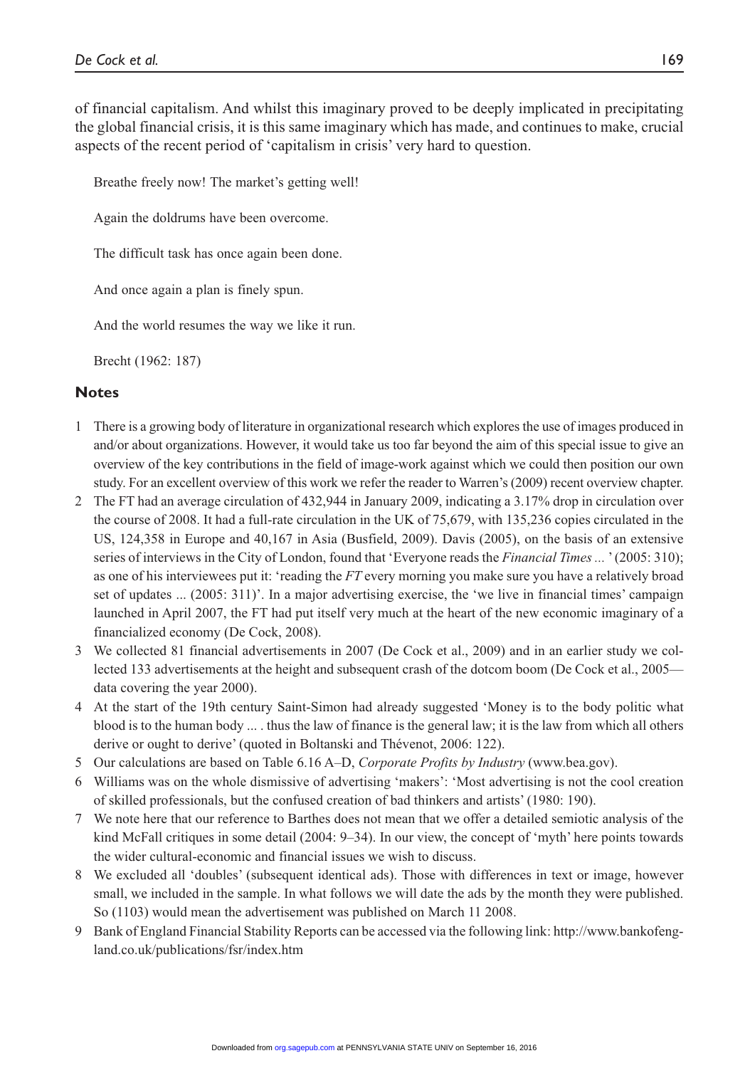of financial capitalism. And whilst this imaginary proved to be deeply implicated in precipitating the global financial crisis, it is this same imaginary which has made, and continues to make, crucial aspects of the recent period of 'capitalism in crisis' very hard to question.

> Breathe freely now! The market's getting well!
>
> Again the doldrums have been overcome.
>
> The difficult task has once again been done.
>
> And once again a plan is finely spun.
>
> And the world resumes the way we like it run.
>
> Brecht (1962: 187)

## Notes

1. There is a growing body of literature in organizational research which explores the use of images produced in and/or about organizations. However, it would take us too far beyond the aim of this special issue to give an overview of the key contributions in the field of image-work against which we could then position our own study. For an excellent overview of this work we refer the reader to Warren's (2009) recent overview chapter.
2. The FT had an average circulation of 432,944 in January 2009, indicating a 3.17% drop in circulation over the course of 2008. It had a full-rate circulation in the UK of 75,679, with 135,236 copies circulated in the US, 124,358 in Europe and 40,167 in Asia (Busfield, 2009). Davis (2005), on the basis of an extensive series of interviews in the City of London, found that 'Everyone reads the *Financial Times ...* ' (2005: 310); as one of his interviewees put it: 'reading the *FT* every morning you make sure you have a relatively broad set of updates ... (2005: 311)'. In a major advertising exercise, the 'we live in financial times' campaign launched in April 2007, the FT had put itself very much at the heart of the new economic imaginary of a financialized economy (De Cock, 2008).
3. We collected 81 financial advertisements in 2007 (De Cock et al., 2009) and in an earlier study we collected 133 advertisements at the height and subsequent crash of the dotcom boom (De Cock et al., 2005—data covering the year 2000).
4. At the start of the 19th century Saint-Simon had already suggested 'Money is to the body politic what blood is to the human body ... . thus the law of finance is the general law; it is the law from which all others derive or ought to derive' (quoted in Boltanski and Thévenot, 2006: 122).
5. Our calculations are based on Table 6.16 A–D, *Corporate Profits by Industry* (www.bea.gov).
6. Williams was on the whole dismissive of advertising 'makers': 'Most advertising is not the cool creation of skilled professionals, but the confused creation of bad thinkers and artists' (1980: 190).
7. We note here that our reference to Barthes does not mean that we offer a detailed semiotic analysis of the kind McFall critiques in some detail (2004: 9–34). In our view, the concept of 'myth' here points towards the wider cultural-economic and financial issues we wish to discuss.
8. We excluded all 'doubles' (subsequent identical ads). Those with differences in text or image, however small, we included in the sample. In what follows we will date the ads by the month they were published. So (1103) would mean the advertisement was published on March 11 2008.
9. Bank of England Financial Stability Reports can be accessed via the following link: http://www.bankofengland.co.uk/publications/fsr/index.htm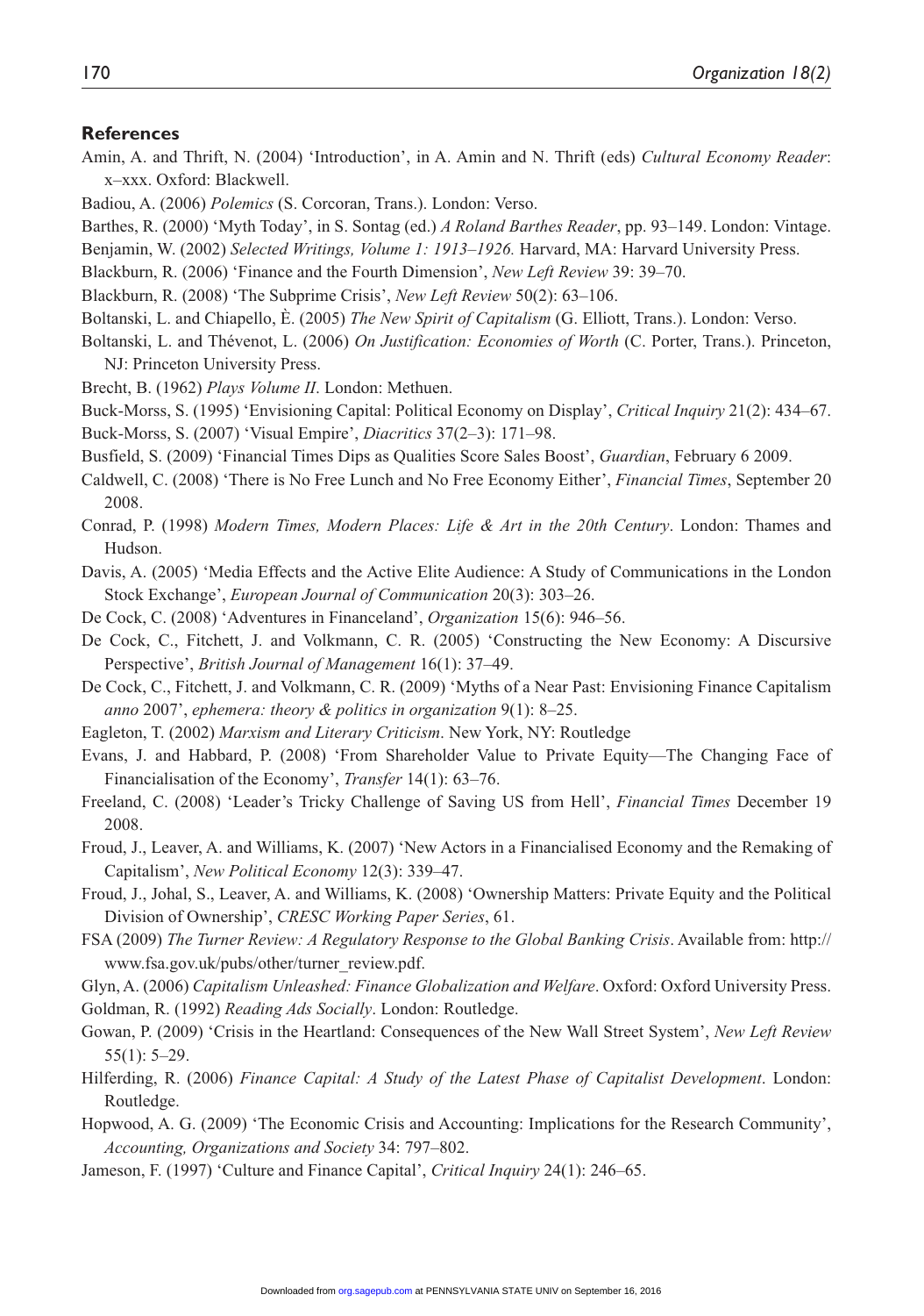## References

Amin, A. and Thrift, N. (2004) 'Introduction', in A. Amin and N. Thrift (eds) *Cultural Economy Reader*: x–xxx. Oxford: Blackwell.

Badiou, A. (2006) *Polemics* (S. Corcoran, Trans.). London: Verso.

Barthes, R. (2000) 'Myth Today', in S. Sontag (ed.) *A Roland Barthes Reader*, pp. 93–149. London: Vintage.

Benjamin, W. (2002) *Selected Writings, Volume 1: 1913–1926.* Harvard, MA: Harvard University Press.

Blackburn, R. (2006) 'Finance and the Fourth Dimension', *New Left Review* 39: 39–70.

Blackburn, R. (2008) 'The Subprime Crisis', *New Left Review* 50(2): 63–106.

Boltanski, L. and Chiapello, È. (2005) *The New Spirit of Capitalism* (G. Elliott, Trans.). London: Verso.

Boltanski, L. and Thévenot, L. (2006) *On Justification: Economies of Worth* (C. Porter, Trans.). Princeton, NJ: Princeton University Press.

Brecht, B. (1962) *Plays Volume II*. London: Methuen.

Buck-Morss, S. (1995) 'Envisioning Capital: Political Economy on Display', *Critical Inquiry* 21(2): 434–67.

Buck-Morss, S. (2007) 'Visual Empire', *Diacritics* 37(2–3): 171–98.

Busfield, S. (2009) 'Financial Times Dips as Qualities Score Sales Boost', *Guardian*, February 6 2009.

Caldwell, C. (2008) 'There is No Free Lunch and No Free Economy Either', *Financial Times*, September 20 2008.

Conrad, P. (1998) *Modern Times, Modern Places: Life & Art in the 20th Century*. London: Thames and Hudson.

Davis, A. (2005) 'Media Effects and the Active Elite Audience: A Study of Communications in the London Stock Exchange', *European Journal of Communication* 20(3): 303–26.

De Cock, C. (2008) 'Adventures in Financeland', *Organization* 15(6): 946–56.

De Cock, C., Fitchett, J. and Volkmann, C. R. (2005) 'Constructing the New Economy: A Discursive Perspective', *British Journal of Management* 16(1): 37–49.

De Cock, C., Fitchett, J. and Volkmann, C. R. (2009) 'Myths of a Near Past: Envisioning Finance Capitalism *anno* 2007', *ephemera: theory & politics in organization* 9(1): 8–25.

Eagleton, T. (2002) *Marxism and Literary Criticism*. New York, NY: Routledge

Evans, J. and Habbard, P. (2008) 'From Shareholder Value to Private Equity—The Changing Face of Financialisation of the Economy', *Transfer* 14(1): 63–76.

Freeland, C. (2008) 'Leader's Tricky Challenge of Saving US from Hell', *Financial Times* December 19 2008.

Froud, J., Leaver, A. and Williams, K. (2007) 'New Actors in a Financialised Economy and the Remaking of Capitalism', *New Political Economy* 12(3): 339–47.

Froud, J., Johal, S., Leaver, A. and Williams, K. (2008) 'Ownership Matters: Private Equity and the Political Division of Ownership', *CRESC Working Paper Series*, 61.

FSA (2009) *The Turner Review: A Regulatory Response to the Global Banking Crisis*. Available from: http://www.fsa.gov.uk/pubs/other/turner_review.pdf.

Glyn, A. (2006) *Capitalism Unleashed: Finance Globalization and Welfare*. Oxford: Oxford University Press.

Goldman, R. (1992) *Reading Ads Socially*. London: Routledge.

Gowan, P. (2009) 'Crisis in the Heartland: Consequences of the New Wall Street System', *New Left Review* 55(1): 5–29.

Hilferding, R. (2006) *Finance Capital: A Study of the Latest Phase of Capitalist Development*. London: Routledge.

Hopwood, A. G. (2009) 'The Economic Crisis and Accounting: Implications for the Research Community', *Accounting, Organizations and Society* 34: 797–802.

Jameson, F. (1997) 'Culture and Finance Capital', *Critical Inquiry* 24(1): 246–65.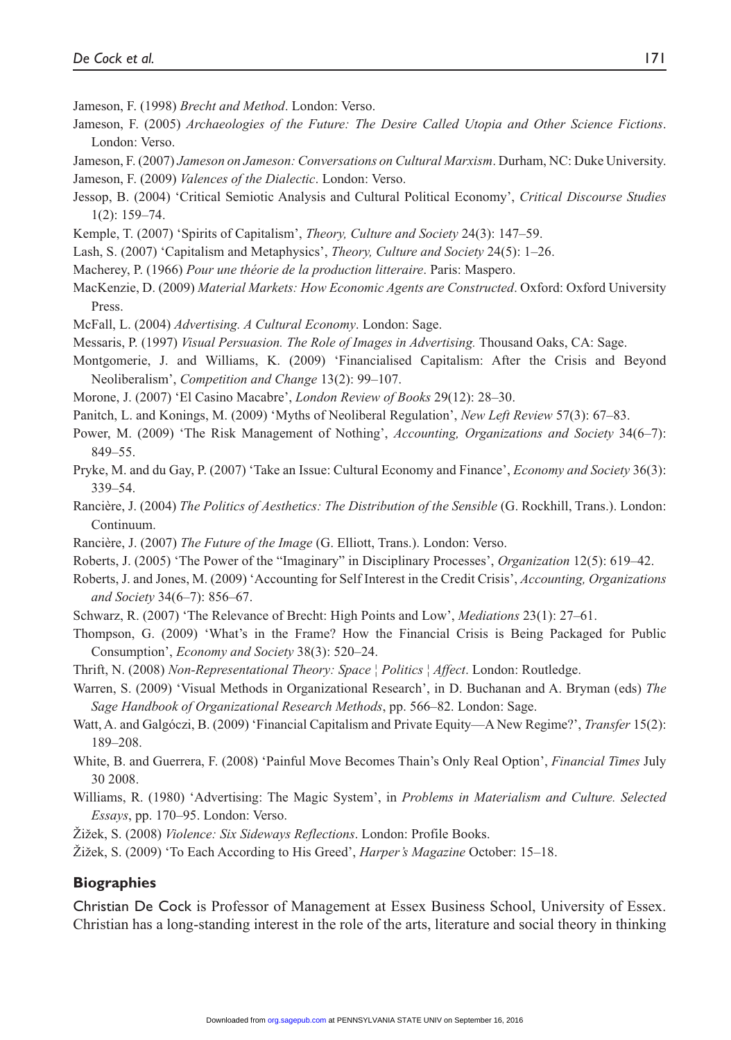Jameson, F. (1998) *Brecht and Method*. London: Verso.

Jameson, F. (2005) *Archaeologies of the Future: The Desire Called Utopia and Other Science Fictions*. London: Verso.

Jameson, F. (2007) *Jameson on Jameson: Conversations on Cultural Marxism*. Durham, NC: Duke University.

Jameson, F. (2009) *Valences of the Dialectic*. London: Verso.

Jessop, B. (2004) 'Critical Semiotic Analysis and Cultural Political Economy', *Critical Discourse Studies* 1(2): 159–74.

Kemple, T. (2007) 'Spirits of Capitalism', *Theory, Culture and Society* 24(3): 147–59.

Lash, S. (2007) 'Capitalism and Metaphysics', *Theory, Culture and Society* 24(5): 1–26.

Macherey, P. (1966) *Pour une théorie de la production litteraire*. Paris: Maspero.

MacKenzie, D. (2009) *Material Markets: How Economic Agents are Constructed*. Oxford: Oxford University Press.

McFall, L. (2004) *Advertising. A Cultural Economy*. London: Sage.

Messaris, P. (1997) *Visual Persuasion. The Role of Images in Advertising.* Thousand Oaks, CA: Sage.

Montgomerie, J. and Williams, K. (2009) 'Financialised Capitalism: After the Crisis and Beyond Neoliberalism', *Competition and Change* 13(2): 99–107.

Morone, J. (2007) 'El Casino Macabre', *London Review of Books* 29(12): 28–30.

Panitch, L. and Konings, M. (2009) 'Myths of Neoliberal Regulation', *New Left Review* 57(3): 67–83.

Power, M. (2009) 'The Risk Management of Nothing', *Accounting, Organizations and Society* 34(6–7): 849–55.

Pryke, M. and du Gay, P. (2007) 'Take an Issue: Cultural Economy and Finance', *Economy and Society* 36(3): 339–54.

Rancière, J. (2004) *The Politics of Aesthetics: The Distribution of the Sensible* (G. Rockhill, Trans.). London: Continuum.

Rancière, J. (2007) *The Future of the Image* (G. Elliott, Trans.). London: Verso.

Roberts, J. (2005) 'The Power of the "Imaginary" in Disciplinary Processes', *Organization* 12(5): 619–42.

Roberts, J. and Jones, M. (2009) 'Accounting for Self Interest in the Credit Crisis', *Accounting, Organizations and Society* 34(6–7): 856–67.

Schwarz, R. (2007) 'The Relevance of Brecht: High Points and Low', *Mediations* 23(1): 27–61.

Thompson, G. (2009) 'What's in the Frame? How the Financial Crisis is Being Packaged for Public Consumption', *Economy and Society* 38(3): 520–24.

Thrift, N. (2008) *Non-Representational Theory: Space ¦ Politics ¦ Affect*. London: Routledge.

Warren, S. (2009) 'Visual Methods in Organizational Research', in D. Buchanan and A. Bryman (eds) *The Sage Handbook of Organizational Research Methods*, pp. 566–82. London: Sage.

Watt, A. and Galgóczi, B. (2009) 'Financial Capitalism and Private Equity—A New Regime?', *Transfer* 15(2): 189–208.

White, B. and Guerrera, F. (2008) 'Painful Move Becomes Thain's Only Real Option', *Financial Times* July 30 2008.

Williams, R. (1980) 'Advertising: The Magic System', in *Problems in Materialism and Culture. Selected Essays*, pp. 170–95. London: Verso.

Žižek, S. (2008) *Violence: Six Sideways Reflections*. London: Profile Books.

Žižek, S. (2009) 'To Each According to His Greed', *Harper's Magazine* October: 15–18.

## Biographies

Christian De Cock is Professor of Management at Essex Business School, University of Essex. Christian has a long-standing interest in the role of the arts, literature and social theory in thinking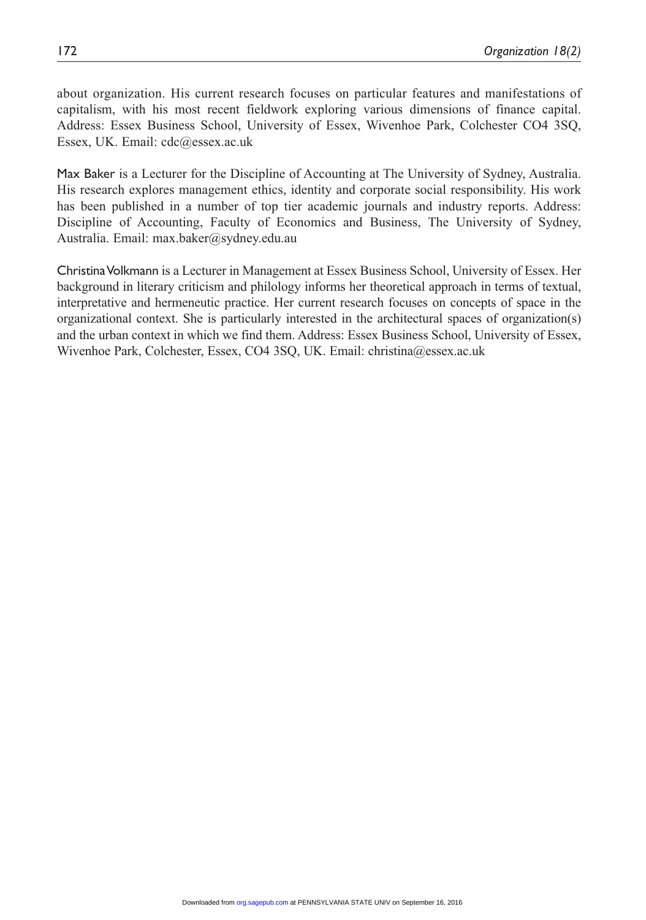about organization. His current research focuses on particular features and manifestations of capitalism, with his most recent fieldwork exploring various dimensions of finance capital. Address: Essex Business School, University of Essex, Wivenhoe Park, Colchester CO4 3SQ, Essex, UK. Email: cdc@essex.ac.uk

Max Baker is a Lecturer for the Discipline of Accounting at The University of Sydney, Australia. His research explores management ethics, identity and corporate social responsibility. His work has been published in a number of top tier academic journals and industry reports. Address: Discipline of Accounting, Faculty of Economics and Business, The University of Sydney, Australia. Email: max.baker@sydney.edu.au

Christina Volkmann is a Lecturer in Management at Essex Business School, University of Essex. Her background in literary criticism and philology informs her theoretical approach in terms of textual, interpretative and hermeneutic practice. Her current research focuses on concepts of space in the organizational context. She is particularly interested in the architectural spaces of organization(s) and the urban context in which we find them. Address: Essex Business School, University of Essex, Wivenhoe Park, Colchester, Essex, CO4 3SQ, UK. Email: christina@essex.ac.uk